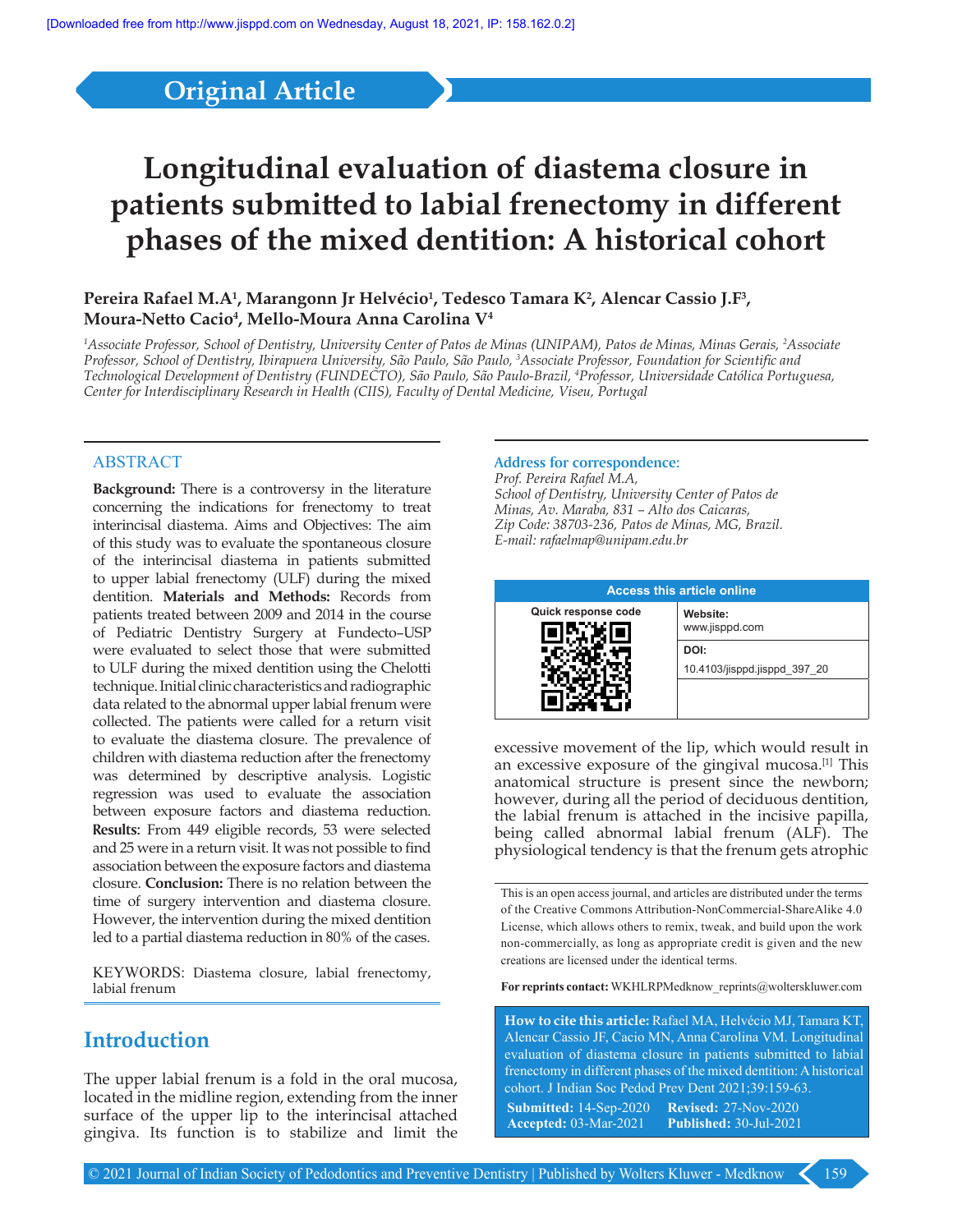Original Article

# Longitudinal evaluation of diastema closure in patients submitted to labial frenectomy in different phases of the mixed dentition: A historical cohort

**Pereira Rafael M.A[1], Marangonn Jr Helvécio[1], Tedesco Tamara K[2], Alencar Cassio J.F[3], Moura-Netto Cacio[4], Mello-Moura Anna Carolina V[4]**

*[1]Associate Professor, School of Dentistry, University Center of Patos de Minas (UNIPAM), Patos de Minas, Minas Gerais, [2]Associate Professor, School of Dentistry, Ibirapuera University, São Paulo, São Paulo, [3]Associate Professor, Foundation for Scientific and Technological Development of Dentistry (FUNDECTO), São Paulo, São Paulo-Brazil, [4]Professor, Universidade Católica Portuguesa, Center for Interdisciplinary Research in Health (CIIS), Faculty of Dental Medicine, Viseu, Portugal*

## ABSTRACT

**Background:** There is a controversy in the literature concerning the indications for frenectomy to treat interincisal diastema. Aims and Objectives: The aim of this study was to evaluate the spontaneous closure of the interincisal diastema in patients submitted to upper labial frenectomy (ULF) during the mixed dentition. **Materials and Methods:** Records from patients treated between 2009 and 2014 in the course of Pediatric Dentistry Surgery at Fundecto–USP were evaluated to select those that were submitted to ULF during the mixed dentition using the Chelotti technique. Initial clinic characteristics and radiographic data related to the abnormal upper labial frenum were collected. The patients were called for a return visit to evaluate the diastema closure. The prevalence of children with diastema reduction after the frenectomy was determined by descriptive analysis. Logistic regression was used to evaluate the association between exposure factors and diastema reduction. **Results:** From 449 eligible records, 53 were selected and 25 were in a return visit. It was not possible to find association between the exposure factors and diastema closure. **Conclusion:** There is no relation between the time of surgery intervention and diastema closure. However, the intervention during the mixed dentition led to a partial diastema reduction in 80% of the cases.

KEYWORDS: Diastema closure, labial frenectomy, labial frenum

**Address for correspondence:**
*Prof. Pereira Rafael M.A,*
*School of Dentistry, University Center of Patos de Minas, Av. Maraba, 831 – Alto dos Caicaras, Zip Code: 38703-236, Patos de Minas, MG, Brazil.*
*E-mail: rafaelmap@unipam.edu.br*

| Access this article online | |
|---|---|
| Quick response code | Website: www.jisppd.com |
| | DOI: 10.4103/jisppd.jisppd_397_20 |

## Introduction

The upper labial frenum is a fold in the oral mucosa, located in the midline region, extending from the inner surface of the upper lip to the interincisal attached gingiva. Its function is to stabilize and limit the excessive movement of the lip, which would result in an excessive exposure of the gingival mucosa.[1] This anatomical structure is present since the newborn; however, during all the period of deciduous dentition, the labial frenum is attached in the incisive papilla, being called abnormal labial frenum (ALF). The physiological tendency is that the frenum gets atrophic

This is an open access journal, and articles are distributed under the terms of the Creative Commons Attribution-NonCommercial-ShareAlike 4.0 License, which allows others to remix, tweak, and build upon the work non-commercially, as long as appropriate credit is given and the new creations are licensed under the identical terms.

**For reprints contact:** WKHLRPMedknow_reprints@wolterskluwer.com

**How to cite this article:** Rafael MA, Helvécio MJ, Tamara KT, Alencar Cassio JF, Cacio MN, Anna Carolina VM. Longitudinal evaluation of diastema closure in patients submitted to labial frenectomy in different phases of the mixed dentition: A historical cohort. J Indian Soc Pedod Prev Dent 2021;39:159-63.

**Submitted:** 14-Sep-2020 **Revised:** 27-Nov-2020
**Accepted:** 03-Mar-2021 **Published:** 30-Jul-2021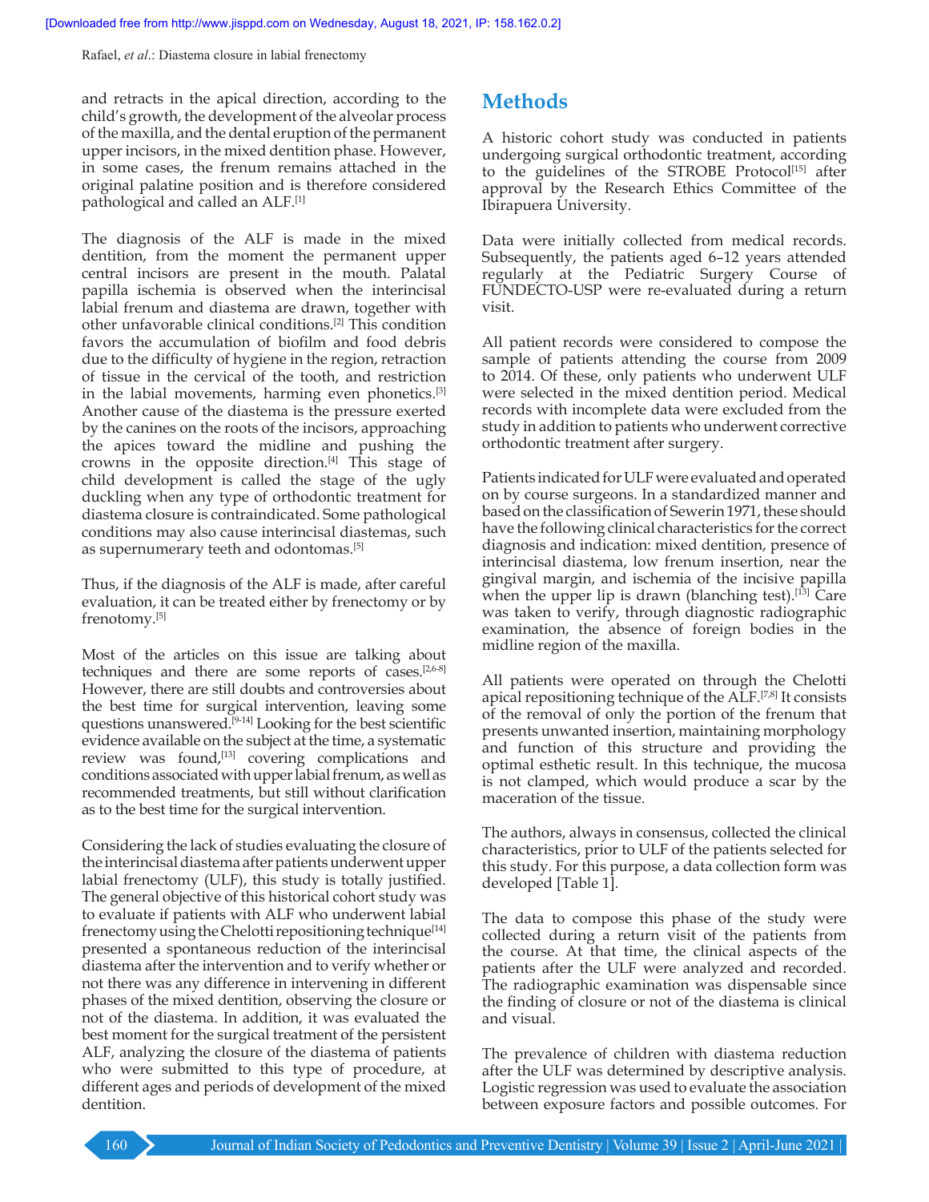and retracts in the apical direction, according to the child's growth, the development of the alveolar process of the maxilla, and the dental eruption of the permanent upper incisors, in the mixed dentition phase. However, in some cases, the frenum remains attached in the original palatine position and is therefore considered pathological and called an ALF.[1]

The diagnosis of the ALF is made in the mixed dentition, from the moment the permanent upper central incisors are present in the mouth. Palatal papilla ischemia is observed when the interincisal labial frenum and diastema are drawn, together with other unfavorable clinical conditions.[2] This condition favors the accumulation of biofilm and food debris due to the difficulty of hygiene in the region, retraction of tissue in the cervical of the tooth, and restriction in the labial movements, harming even phonetics.[3] Another cause of the diastema is the pressure exerted by the canines on the roots of the incisors, approaching the apices toward the midline and pushing the crowns in the opposite direction.[4] This stage of child development is called the stage of the ugly duckling when any type of orthodontic treatment for diastema closure is contraindicated. Some pathological conditions may also cause interincisal diastemas, such as supernumerary teeth and odontomas.[5]

Thus, if the diagnosis of the ALF is made, after careful evaluation, it can be treated either by frenectomy or by frenotomy.[5]

Most of the articles on this issue are talking about techniques and there are some reports of cases.[2,6-8] However, there are still doubts and controversies about the best time for surgical intervention, leaving some questions unanswered.[9-14] Looking for the best scientific evidence available on the subject at the time, a systematic review was found,[13] covering complications and conditions associated with upper labial frenum, as well as recommended treatments, but still without clarification as to the best time for the surgical intervention.

Considering the lack of studies evaluating the closure of the interincisal diastema after patients underwent upper labial frenectomy (ULF), this study is totally justified. The general objective of this historical cohort study was to evaluate if patients with ALF who underwent labial frenectomy using the Chelotti repositioning technique[14] presented a spontaneous reduction of the interincisal diastema after the intervention and to verify whether or not there was any difference in intervening in different phases of the mixed dentition, observing the closure or not of the diastema. In addition, it was evaluated the best moment for the surgical treatment of the persistent ALF, analyzing the closure of the diastema of patients who were submitted to this type of procedure, at different ages and periods of development of the mixed dentition.

## Methods

A historic cohort study was conducted in patients undergoing surgical orthodontic treatment, according to the guidelines of the STROBE Protocol[15] after approval by the Research Ethics Committee of the Ibirapuera University.

Data were initially collected from medical records. Subsequently, the patients aged 6–12 years attended regularly at the Pediatric Surgery Course of FUNDECTO-USP were re-evaluated during a return visit.

All patient records were considered to compose the sample of patients attending the course from 2009 to 2014. Of these, only patients who underwent ULF were selected in the mixed dentition period. Medical records with incomplete data were excluded from the study in addition to patients who underwent corrective orthodontic treatment after surgery.

Patients indicated for ULF were evaluated and operated on by course surgeons. In a standardized manner and based on the classification of Sewerin 1971, these should have the following clinical characteristics for the correct diagnosis and indication: mixed dentition, presence of interincisal diastema, low frenum insertion, near the gingival margin, and ischemia of the incisive papilla when the upper lip is drawn (blanching test).[13] Care was taken to verify, through diagnostic radiographic examination, the absence of foreign bodies in the midline region of the maxilla.

All patients were operated on through the Chelotti apical repositioning technique of the ALF.[7,8] It consists of the removal of only the portion of the frenum that presents unwanted insertion, maintaining morphology and function of this structure and providing the optimal esthetic result. In this technique, the mucosa is not clamped, which would produce a scar by the maceration of the tissue.

The authors, always in consensus, collected the clinical characteristics, prior to ULF of the patients selected for this study. For this purpose, a data collection form was developed [Table 1].

The data to compose this phase of the study were collected during a return visit of the patients from the course. At that time, the clinical aspects of the patients after the ULF were analyzed and recorded. The radiographic examination was dispensable since the finding of closure or not of the diastema is clinical and visual.

The prevalence of children with diastema reduction after the ULF was determined by descriptive analysis. Logistic regression was used to evaluate the association between exposure factors and possible outcomes. For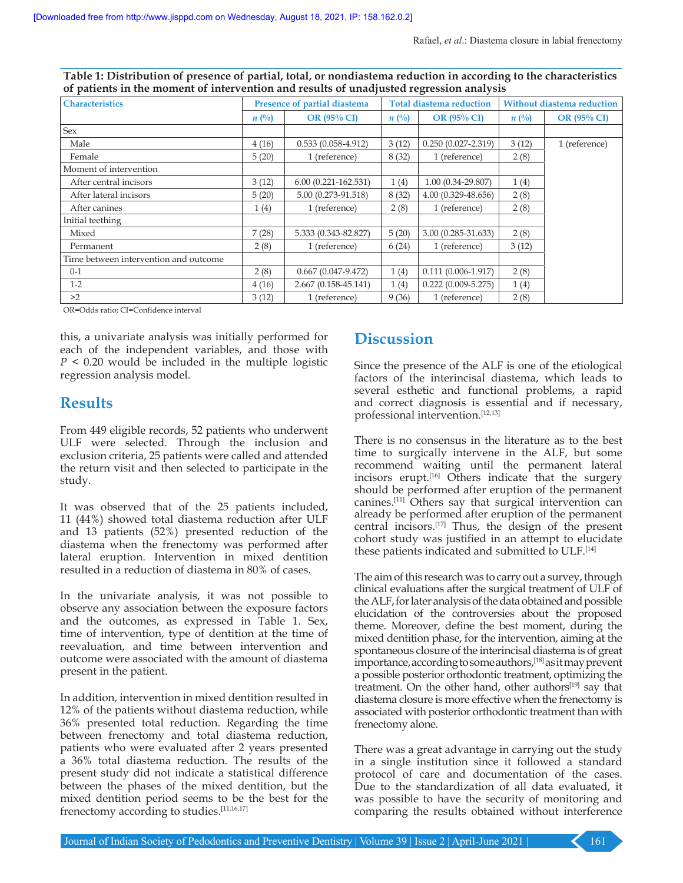**Table 1: Distribution of presence of partial, total, or nondiastema reduction in according to the characteristics of patients in the moment of intervention and results of unadjusted regression analysis**

| Characteristics | Presence of partial diastema | | Total diastema reduction | | Without diastema reduction | |
|---|---|---|---|---|---|---|
| | *n* (%) | OR (95% CI) | *n* (%) | OR (95% CI) | *n* (%) | OR (95% CI) |
| Sex | | | | | | |
| Male | 4 (16) | 0.533 (0.058-4.912) | 3 (12) | 0.250 (0.027-2.319) | 3 (12) | 1 (reference) |
| Female | 5 (20) | 1 (reference) | 8 (32) | 1 (reference) | 2 (8) | |
| Moment of intervention | | | | | | |
| After central incisors | 3 (12) | 6.00 (0.221-162.531) | 1 (4) | 1.00 (0.34-29.807) | 1 (4) | |
| After lateral incisors | 5 (20) | 5.00 (0.273-91.518) | 8 (32) | 4.00 (0.329-48.656) | 2 (8) | |
| After canines | 1 (4) | 1 (reference) | 2 (8) | 1 (reference) | 2 (8) | |
| Initial teething | | | | | | |
| Mixed | 7 (28) | 5.333 (0.343-82.827) | 5 (20) | 3.00 (0.285-31.633) | 2 (8) | |
| Permanent | 2 (8) | 1 (reference) | 6 (24) | 1 (reference) | 3 (12) | |
| Time between intervention and outcome | | | | | | |
| 0-1 | 2 (8) | 0.667 (0.047-9.472) | 1 (4) | 0.111 (0.006-1.917) | 2 (8) | |
| 1-2 | 4 (16) | 2.667 (0.158-45.141) | 1 (4) | 0.222 (0.009-5.275) | 1 (4) | |
| >2 | 3 (12) | 1 (reference) | 9 (36) | 1 (reference) | 2 (8) | |

OR=Odds ratio; CI=Confidence interval

this, a univariate analysis was initially performed for each of the independent variables, and those with $P < 0.20$ would be included in the multiple logistic regression analysis model.

## Results

From 449 eligible records, 52 patients who underwent ULF were selected. Through the inclusion and exclusion criteria, 25 patients were called and attended the return visit and then selected to participate in the study.

It was observed that of the 25 patients included, 11 (44%) showed total diastema reduction after ULF and 13 patients (52%) presented reduction of the diastema when the frenectomy was performed after lateral eruption. Intervention in mixed dentition resulted in a reduction of diastema in 80% of cases.

In the univariate analysis, it was not possible to observe any association between the exposure factors and the outcomes, as expressed in Table 1. Sex, time of intervention, type of dentition at the time of reevaluation, and time between intervention and outcome were associated with the amount of diastema present in the patient.

In addition, intervention in mixed dentition resulted in 12% of the patients without diastema reduction, while 36% presented total reduction. Regarding the time between frenectomy and total diastema reduction, patients who were evaluated after 2 years presented a 36% total diastema reduction. The results of the present study did not indicate a statistical difference between the phases of the mixed dentition, but the mixed dentition period seems to be the best for the frenectomy according to studies.[11,16,17]

## Discussion

Since the presence of the ALF is one of the etiological factors of the interincisal diastema, which leads to several esthetic and functional problems, a rapid and correct diagnosis is essential and if necessary, professional intervention.[12,13]

There is no consensus in the literature as to the best time to surgically intervene in the ALF, but some recommend waiting until the permanent lateral incisors erupt.[16] Others indicate that the surgery should be performed after eruption of the permanent canines.[11] Others say that surgical intervention can already be performed after eruption of the permanent central incisors.[17] Thus, the design of the present cohort study was justified in an attempt to elucidate these patients indicated and submitted to ULF.[14]

The aim of this research was to carry out a survey, through clinical evaluations after the surgical treatment of ULF of the ALF, for later analysis of the data obtained and possible elucidation of the controversies about the proposed theme. Moreover, define the best moment, during the mixed dentition phase, for the intervention, aiming at the spontaneous closure of the interincisal diastema is of great importance, according to some authors,[18] as it may prevent a possible posterior orthodontic treatment, optimizing the treatment. On the other hand, other authors[19] say that diastema closure is more effective when the frenectomy is associated with posterior orthodontic treatment than with frenectomy alone.

There was a great advantage in carrying out the study in a single institution since it followed a standard protocol of care and documentation of the cases. Due to the standardization of all data evaluated, it was possible to have the security of monitoring and comparing the results obtained without interference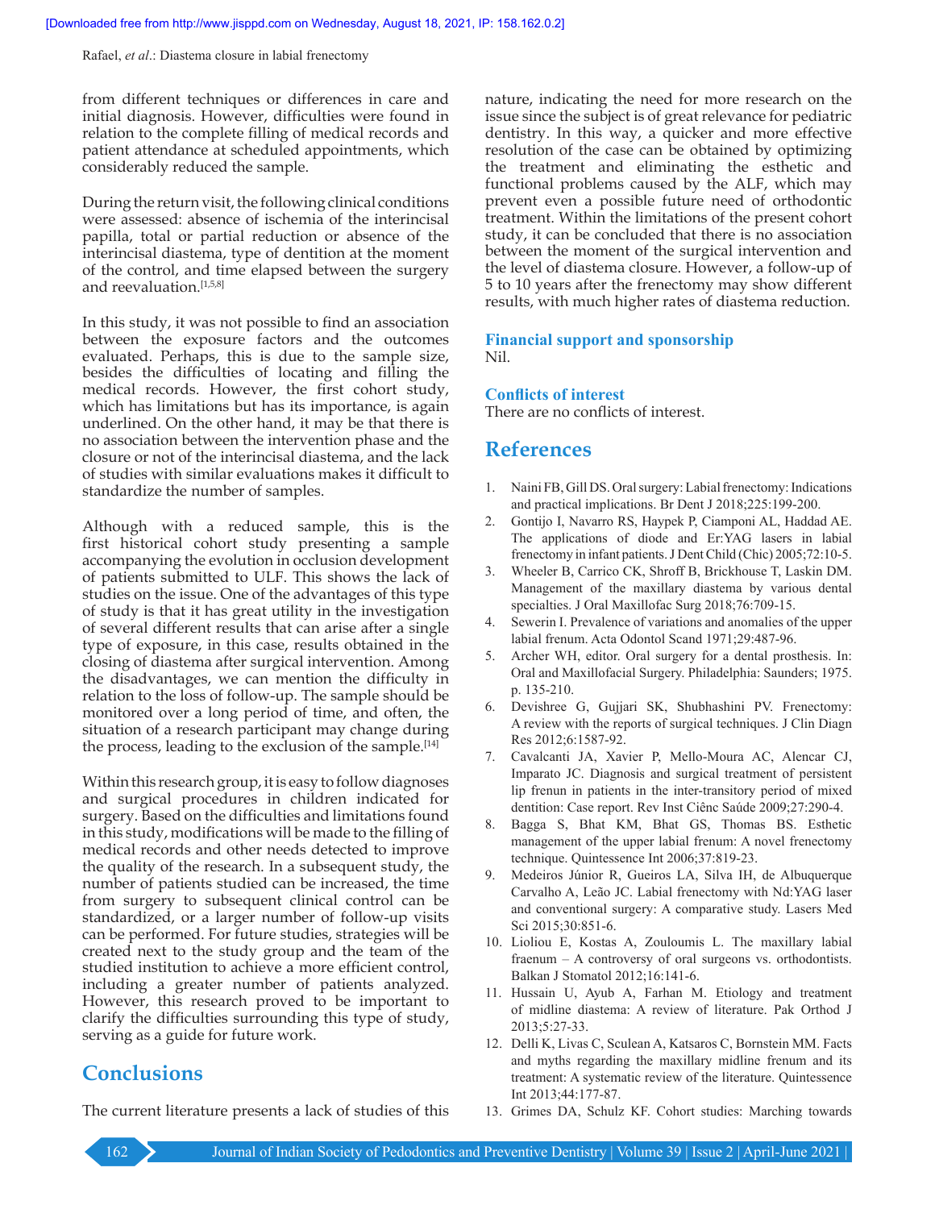from different techniques or differences in care and initial diagnosis. However, difficulties were found in relation to the complete filling of medical records and patient attendance at scheduled appointments, which considerably reduced the sample.

During the return visit, the following clinical conditions were assessed: absence of ischemia of the interincisal papilla, total or partial reduction or absence of the interincisal diastema, type of dentition at the moment of the control, and time elapsed between the surgery and reevaluation.[1,5,8]

In this study, it was not possible to find an association between the exposure factors and the outcomes evaluated. Perhaps, this is due to the sample size, besides the difficulties of locating and filling the medical records. However, the first cohort study, which has limitations but has its importance, is again underlined. On the other hand, it may be that there is no association between the intervention phase and the closure or not of the interincisal diastema, and the lack of studies with similar evaluations makes it difficult to standardize the number of samples.

Although with a reduced sample, this is the first historical cohort study presenting a sample accompanying the evolution in occlusion development of patients submitted to ULF. This shows the lack of studies on the issue. One of the advantages of this type of study is that it has great utility in the investigation of several different results that can arise after a single type of exposure, in this case, results obtained in the closing of diastema after surgical intervention. Among the disadvantages, we can mention the difficulty in relation to the loss of follow-up. The sample should be monitored over a long period of time, and often, the situation of a research participant may change during the process, leading to the exclusion of the sample.[14]

Within this research group, it is easy to follow diagnoses and surgical procedures in children indicated for surgery. Based on the difficulties and limitations found in this study, modifications will be made to the filling of medical records and other needs detected to improve the quality of the research. In a subsequent study, the number of patients studied can be increased, the time from surgery to subsequent clinical control can be standardized, or a larger number of follow-up visits can be performed. For future studies, strategies will be created next to the study group and the team of the studied institution to achieve a more efficient control, including a greater number of patients analyzed. However, this research proved to be important to clarify the difficulties surrounding this type of study, serving as a guide for future work.

## Conclusions

The current literature presents a lack of studies of this nature, indicating the need for more research on the issue since the subject is of great relevance for pediatric dentistry. In this way, a quicker and more effective resolution of the case can be obtained by optimizing the treatment and eliminating the esthetic and functional problems caused by the ALF, which may prevent even a possible future need of orthodontic treatment. Within the limitations of the present cohort study, it can be concluded that there is no association between the moment of the surgical intervention and the level of diastema closure. However, a follow-up of 5 to 10 years after the frenectomy may show different results, with much higher rates of diastema reduction.

### Financial support and sponsorship

Nil.

### Conflicts of interest

There are no conflicts of interest.

## References

1. Naini FB, Gill DS. Oral surgery: Labial frenectomy: Indications and practical implications. Br Dent J 2018;225:199-200.
2. Gontijo I, Navarro RS, Haypek P, Ciamponi AL, Haddad AE. The applications of diode and Er:YAG lasers in labial frenectomy in infant patients. J Dent Child (Chic) 2005;72:10-5.
3. Wheeler B, Carrico CK, Shroff B, Brickhouse T, Laskin DM. Management of the maxillary diastema by various dental specialties. J Oral Maxillofac Surg 2018;76:709-15.
4. Sewerin I. Prevalence of variations and anomalies of the upper labial frenum. Acta Odontol Scand 1971;29:487-96.
5. Archer WH, editor. Oral surgery for a dental prosthesis. In: Oral and Maxillofacial Surgery. Philadelphia: Saunders; 1975. p. 135-210.
6. Devishree G, Gujjari SK, Shubhashini PV. Frenectomy: A review with the reports of surgical techniques. J Clin Diagn Res 2012;6:1587-92.
7. Cavalcanti JA, Xavier P, Mello-Moura AC, Alencar CJ, Imparato JC. Diagnosis and surgical treatment of persistent lip frenun in patients in the inter-transitory period of mixed dentition: Case report. Rev Inst Ciênc Saúde 2009;27:290-4.
8. Bagga S, Bhat KM, Bhat GS, Thomas BS. Esthetic management of the upper labial frenum: A novel frenectomy technique. Quintessence Int 2006;37:819-23.
9. Medeiros Júnior R, Gueiros LA, Silva IH, de Albuquerque Carvalho A, Leão JC. Labial frenectomy with Nd:YAG laser and conventional surgery: A comparative study. Lasers Med Sci 2015;30:851-6.
10. Lioliou E, Kostas A, Zouloumis L. The maxillary labial fraenum – A controversy of oral surgeons vs. orthodontists. Balkan J Stomatol 2012;16:141-6.
11. Hussain U, Ayub A, Farhan M. Etiology and treatment of midline diastema: A review of literature. Pak Orthod J 2013;5:27-33.
12. Delli K, Livas C, Sculean A, Katsaros C, Bornstein MM. Facts and myths regarding the maxillary midline frenum and its treatment: A systematic review of the literature. Quintessence Int 2013;44:177-87.
13. Grimes DA, Schulz KF. Cohort studies: Marching towards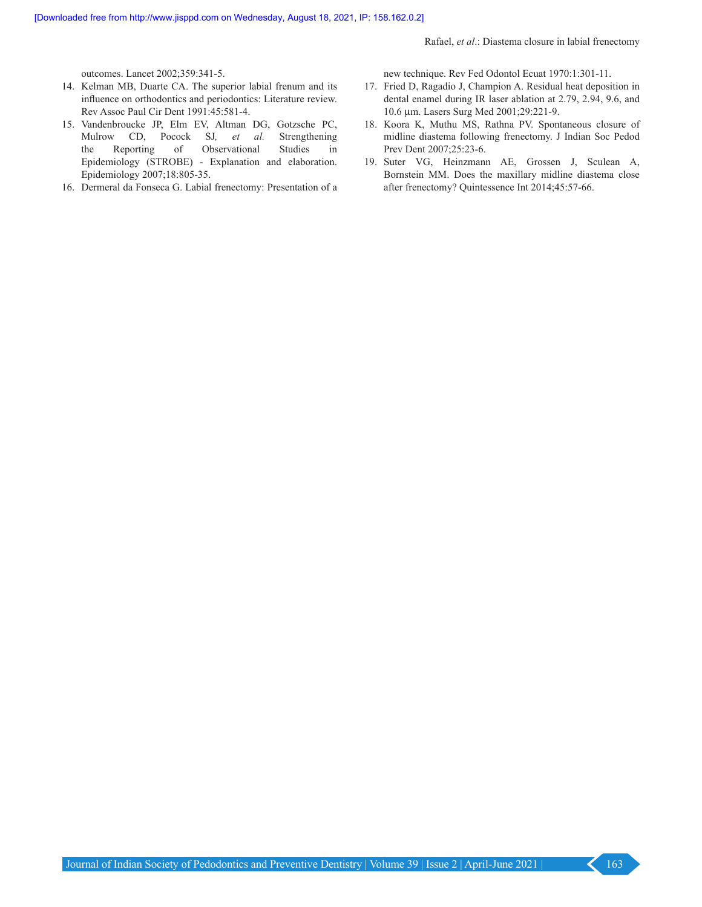outcomes. Lancet 2002;359:341-5.

14. Kelman MB, Duarte CA. The superior labial frenum and its influence on orthodontics and periodontics: Literature review. Rev Assoc Paul Cir Dent 1991:45:581-4.
15. Vandenbroucke JP, Elm EV, Altman DG, Gotzsche PC, Mulrow CD, Pocock SJ, *et al.* Strengthening the Reporting of Observational Studies in Epidemiology (STROBE) - Explanation and elaboration. Epidemiology 2007;18:805-35.
16. Dermeral da Fonseca G. Labial frenectomy: Presentation of a new technique. Rev Fed Odontol Ecuat 1970:1:301-11.
17. Fried D, Ragadio J, Champion A. Residual heat deposition in dental enamel during IR laser ablation at 2.79, 2.94, 9.6, and 10.6 µm. Lasers Surg Med 2001;29:221-9.
18. Koora K, Muthu MS, Rathna PV. Spontaneous closure of midline diastema following frenectomy. J Indian Soc Pedod Prev Dent 2007;25:23-6.
19. Suter VG, Heinzmann AE, Grossen J, Sculean A, Bornstein MM. Does the maxillary midline diastema close after frenectomy? Quintessence Int 2014;45:57-66.